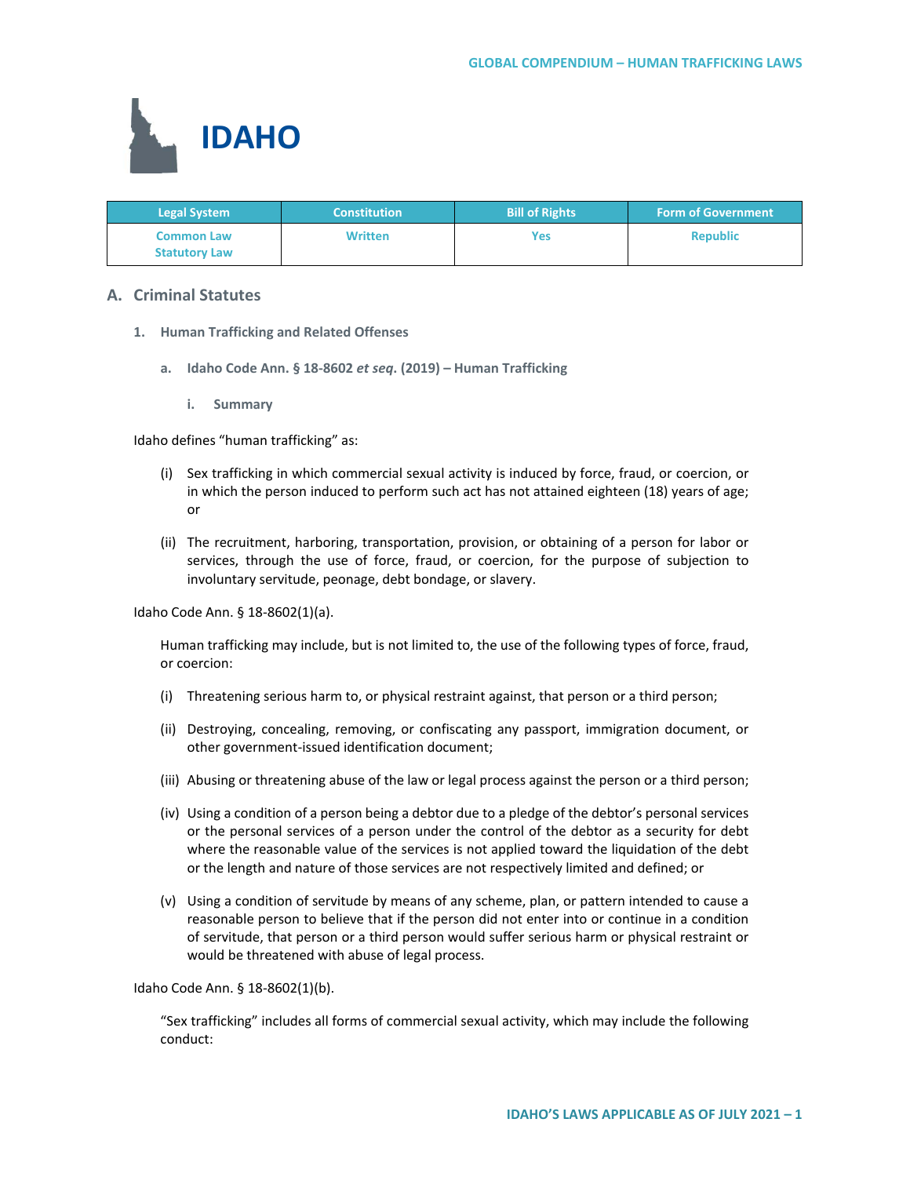# IDAHO

| Legal System | Constitution | Bill of Rights | Form of Government |
|---|---|---|---|
| Common Law<br>Statutory Law | Written | Yes | Republic |

## A. Criminal Statutes

### 1. Human Trafficking and Related Offenses

#### a. Idaho Code Ann. § 18-8602 *et seq*. (2019) – Human Trafficking

##### i. Summary

Idaho defines "human trafficking" as:

> (i) Sex trafficking in which commercial sexual activity is induced by force, fraud, or coercion, or in which the person induced to perform such act has not attained eighteen (18) years of age; or
>
> (ii) The recruitment, harboring, transportation, provision, or obtaining of a person for labor or services, through the use of force, fraud, or coercion, for the purpose of subjection to involuntary servitude, peonage, debt bondage, or slavery.

Idaho Code Ann. § 18-8602(1)(a).

> Human trafficking may include, but is not limited to, the use of the following types of force, fraud, or coercion:
>
> (i) Threatening serious harm to, or physical restraint against, that person or a third person;
>
> (ii) Destroying, concealing, removing, or confiscating any passport, immigration document, or other government-issued identification document;
>
> (iii) Abusing or threatening abuse of the law or legal process against the person or a third person;
>
> (iv) Using a condition of a person being a debtor due to a pledge of the debtor's personal services or the personal services of a person under the control of the debtor as a security for debt where the reasonable value of the services is not applied toward the liquidation of the debt or the length and nature of those services are not respectively limited and defined; or
>
> (v) Using a condition of servitude by means of any scheme, plan, or pattern intended to cause a reasonable person to believe that if the person did not enter into or continue in a condition of servitude, that person or a third person would suffer serious harm or physical restraint or would be threatened with abuse of legal process.

Idaho Code Ann. § 18-8602(1)(b).

> "Sex trafficking" includes all forms of commercial sexual activity, which may include the following conduct: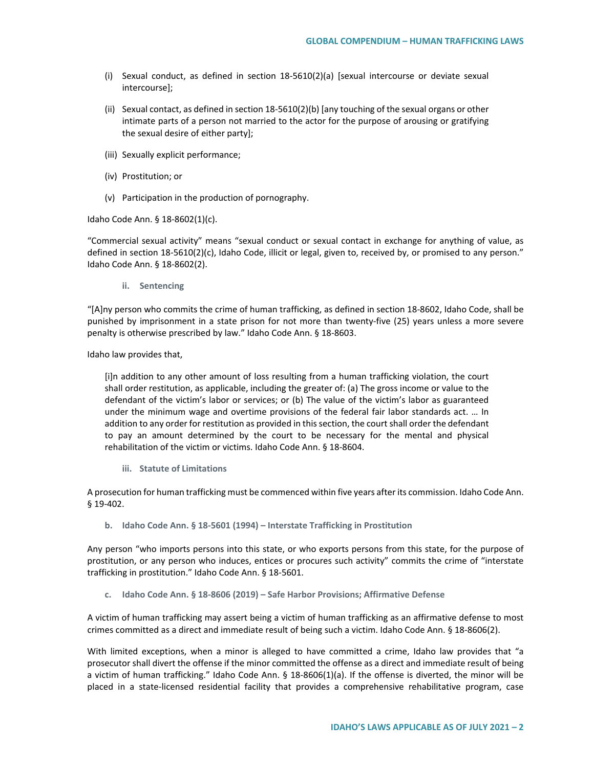(i) Sexual conduct, as defined in section 18-5610(2)(a) [sexual intercourse or deviate sexual intercourse];

(ii) Sexual contact, as defined in section 18-5610(2)(b) [any touching of the sexual organs or other intimate parts of a person not married to the actor for the purpose of arousing or gratifying the sexual desire of either party];

(iii) Sexually explicit performance;

(iv) Prostitution; or

(v) Participation in the production of pornography.

Idaho Code Ann. § 18-8602(1)(c).

"Commercial sexual activity" means "sexual conduct or sexual contact in exchange for anything of value, as defined in section 18-5610(2)(c), Idaho Code, illicit or legal, given to, received by, or promised to any person." Idaho Code Ann. § 18-8602(2).

#### ii. Sentencing

"[A]ny person who commits the crime of human trafficking, as defined in section 18-8602, Idaho Code, shall be punished by imprisonment in a state prison for not more than twenty-five (25) years unless a more severe penalty is otherwise prescribed by law." Idaho Code Ann. § 18-8603.

Idaho law provides that,

> [i]n addition to any other amount of loss resulting from a human trafficking violation, the court shall order restitution, as applicable, including the greater of: (a) The gross income or value to the defendant of the victim's labor or services; or (b) The value of the victim's labor as guaranteed under the minimum wage and overtime provisions of the federal fair labor standards act. … In addition to any order for restitution as provided in this section, the court shall order the defendant to pay an amount determined by the court to be necessary for the mental and physical rehabilitation of the victim or victims. Idaho Code Ann. § 18-8604.

#### iii. Statute of Limitations

A prosecution for human trafficking must be commenced within five years after its commission. Idaho Code Ann. § 19-402.

### b. Idaho Code Ann. § 18-5601 (1994) – Interstate Trafficking in Prostitution

Any person "who imports persons into this state, or who exports persons from this state, for the purpose of prostitution, or any person who induces, entices or procures such activity" commits the crime of "interstate trafficking in prostitution." Idaho Code Ann. § 18-5601.

### c. Idaho Code Ann. § 18-8606 (2019) – Safe Harbor Provisions; Affirmative Defense

A victim of human trafficking may assert being a victim of human trafficking as an affirmative defense to most crimes committed as a direct and immediate result of being such a victim. Idaho Code Ann. § 18-8606(2).

With limited exceptions, when a minor is alleged to have committed a crime, Idaho law provides that "a prosecutor shall divert the offense if the minor committed the offense as a direct and immediate result of being a victim of human trafficking." Idaho Code Ann. § 18-8606(1)(a). If the offense is diverted, the minor will be placed in a state-licensed residential facility that provides a comprehensive rehabilitative program, case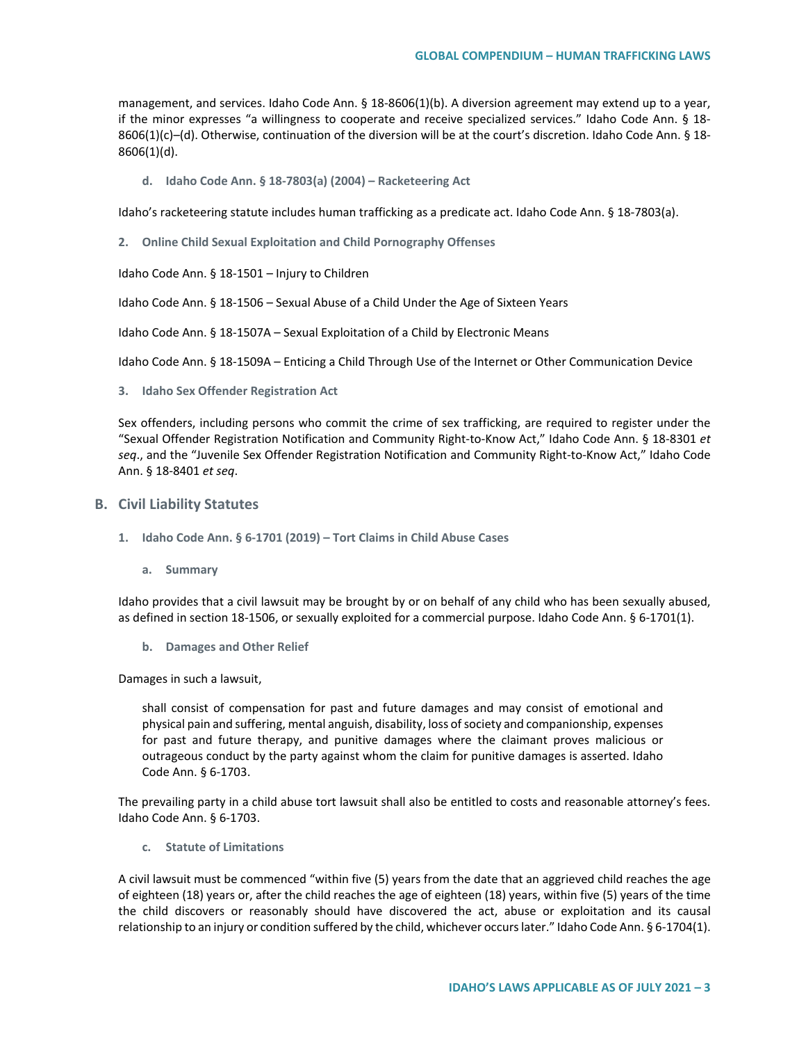management, and services. Idaho Code Ann. § 18-8606(1)(b). A diversion agreement may extend up to a year, if the minor expresses "a willingness to cooperate and receive specialized services." Idaho Code Ann. § 18-8606(1)(c)–(d). Otherwise, continuation of the diversion will be at the court's discretion. Idaho Code Ann. § 18-8606(1)(d).

#### d. Idaho Code Ann. § 18-7803(a) (2004) – Racketeering Act

Idaho's racketeering statute includes human trafficking as a predicate act. Idaho Code Ann. § 18-7803(a).

### 2. Online Child Sexual Exploitation and Child Pornography Offenses

Idaho Code Ann. § 18-1501 – Injury to Children

Idaho Code Ann. § 18-1506 – Sexual Abuse of a Child Under the Age of Sixteen Years

Idaho Code Ann. § 18-1507A – Sexual Exploitation of a Child by Electronic Means

Idaho Code Ann. § 18-1509A – Enticing a Child Through Use of the Internet or Other Communication Device

### 3. Idaho Sex Offender Registration Act

Sex offenders, including persons who commit the crime of sex trafficking, are required to register under the "Sexual Offender Registration Notification and Community Right-to-Know Act," Idaho Code Ann. § 18-8301 *et seq*., and the "Juvenile Sex Offender Registration Notification and Community Right-to-Know Act," Idaho Code Ann. § 18-8401 *et seq*.

## B. Civil Liability Statutes

### 1. Idaho Code Ann. § 6-1701 (2019) – Tort Claims in Child Abuse Cases

#### a. Summary

Idaho provides that a civil lawsuit may be brought by or on behalf of any child who has been sexually abused, as defined in section 18-1506, or sexually exploited for a commercial purpose. Idaho Code Ann. § 6-1701(1).

#### b. Damages and Other Relief

Damages in such a lawsuit,

> shall consist of compensation for past and future damages and may consist of emotional and physical pain and suffering, mental anguish, disability, loss of society and companionship, expenses for past and future therapy, and punitive damages where the claimant proves malicious or outrageous conduct by the party against whom the claim for punitive damages is asserted. Idaho Code Ann. § 6-1703.

The prevailing party in a child abuse tort lawsuit shall also be entitled to costs and reasonable attorney's fees. Idaho Code Ann. § 6-1703.

#### c. Statute of Limitations

A civil lawsuit must be commenced "within five (5) years from the date that an aggrieved child reaches the age of eighteen (18) years or, after the child reaches the age of eighteen (18) years, within five (5) years of the time the child discovers or reasonably should have discovered the act, abuse or exploitation and its causal relationship to an injury or condition suffered by the child, whichever occurs later." Idaho Code Ann. § 6-1704(1).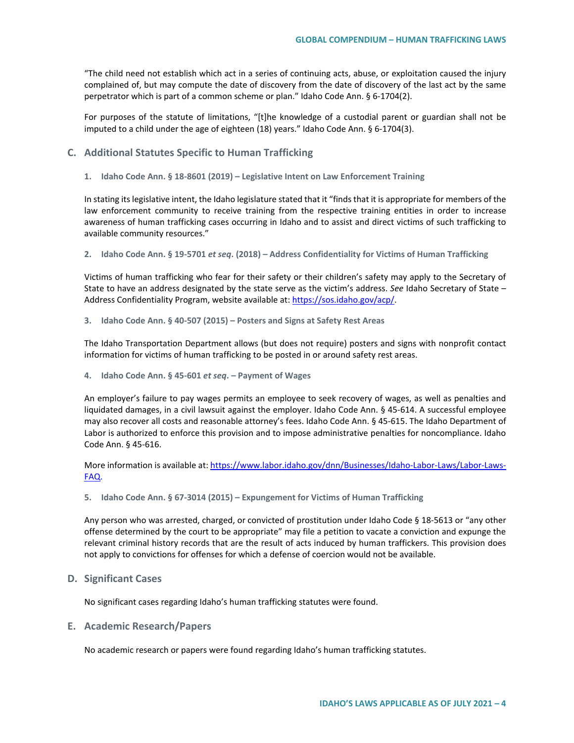"The child need not establish which act in a series of continuing acts, abuse, or exploitation caused the injury complained of, but may compute the date of discovery from the date of discovery of the last act by the same perpetrator which is part of a common scheme or plan." Idaho Code Ann. § 6-1704(2).

For purposes of the statute of limitations, "[t]he knowledge of a custodial parent or guardian shall not be imputed to a child under the age of eighteen (18) years." Idaho Code Ann. § 6-1704(3).

## C. Additional Statutes Specific to Human Trafficking

### 1. Idaho Code Ann. § 18-8601 (2019) – Legislative Intent on Law Enforcement Training

In stating its legislative intent, the Idaho legislature stated that it "finds that it is appropriate for members of the law enforcement community to receive training from the respective training entities in order to increase awareness of human trafficking cases occurring in Idaho and to assist and direct victims of such trafficking to available community resources."

### 2. Idaho Code Ann. § 19-5701 *et seq*. (2018) – Address Confidentiality for Victims of Human Trafficking

Victims of human trafficking who fear for their safety or their children's safety may apply to the Secretary of State to have an address designated by the state serve as the victim's address. *See* Idaho Secretary of State – Address Confidentiality Program, website available at: https://sos.idaho.gov/acp/.

### 3. Idaho Code Ann. § 40-507 (2015) – Posters and Signs at Safety Rest Areas

The Idaho Transportation Department allows (but does not require) posters and signs with nonprofit contact information for victims of human trafficking to be posted in or around safety rest areas.

### 4. Idaho Code Ann. § 45-601 *et seq*. – Payment of Wages

An employer's failure to pay wages permits an employee to seek recovery of wages, as well as penalties and liquidated damages, in a civil lawsuit against the employer. Idaho Code Ann. § 45-614. A successful employee may also recover all costs and reasonable attorney's fees. Idaho Code Ann. § 45-615. The Idaho Department of Labor is authorized to enforce this provision and to impose administrative penalties for noncompliance. Idaho Code Ann. § 45-616.

More information is available at: https://www.labor.idaho.gov/dnn/Businesses/Idaho-Labor-Laws/Labor-Laws-FAQ.

### 5. Idaho Code Ann. § 67-3014 (2015) – Expungement for Victims of Human Trafficking

Any person who was arrested, charged, or convicted of prostitution under Idaho Code § 18-5613 or "any other offense determined by the court to be appropriate" may file a petition to vacate a conviction and expunge the relevant criminal history records that are the result of acts induced by human traffickers. This provision does not apply to convictions for offenses for which a defense of coercion would not be available.

## D. Significant Cases

No significant cases regarding Idaho's human trafficking statutes were found.

## E. Academic Research/Papers

No academic research or papers were found regarding Idaho's human trafficking statutes.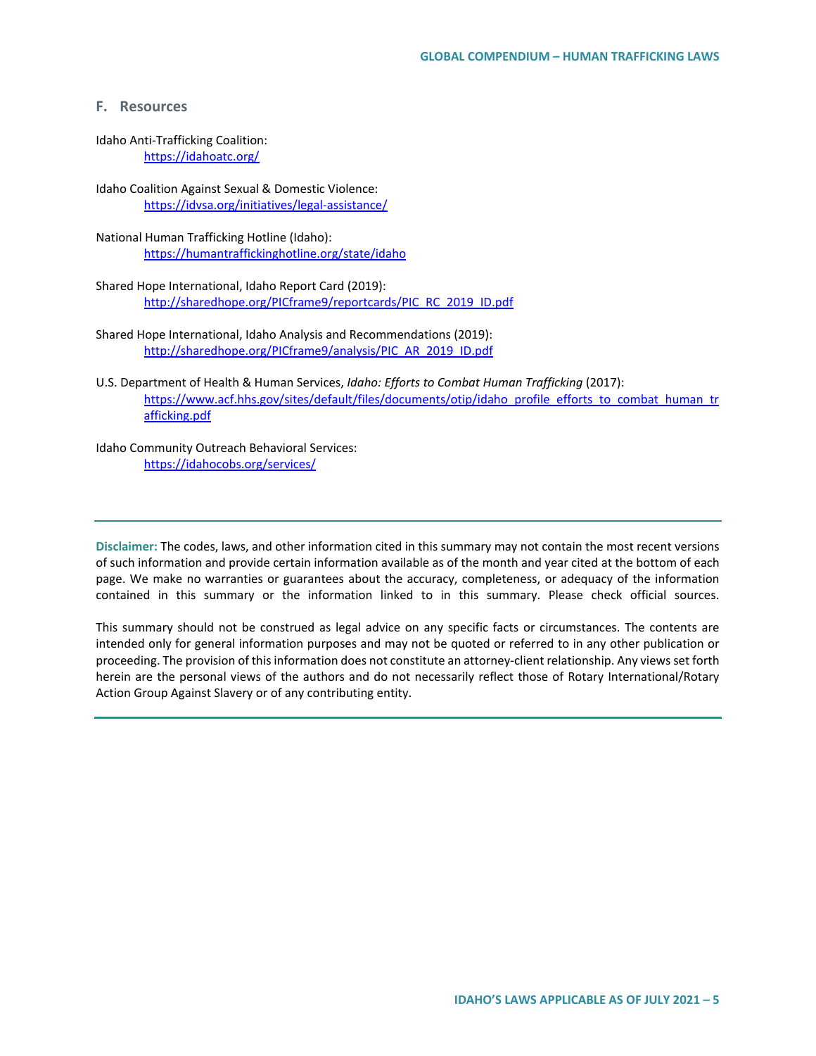## F. Resources

Idaho Anti-Trafficking Coalition:
https://idahoatc.org/

Idaho Coalition Against Sexual & Domestic Violence:
https://idvsa.org/initiatives/legal-assistance/

National Human Trafficking Hotline (Idaho):
https://humantraffickinghotline.org/state/idaho

Shared Hope International, Idaho Report Card (2019):
http://sharedhope.org/PICframe9/reportcards/PIC_RC_2019_ID.pdf

Shared Hope International, Idaho Analysis and Recommendations (2019):
http://sharedhope.org/PICframe9/analysis/PIC_AR_2019_ID.pdf

U.S. Department of Health & Human Services, *Idaho: Efforts to Combat Human Trafficking* (2017):
https://www.acf.hhs.gov/sites/default/files/documents/otip/idaho_profile_efforts_to_combat_human_trafficking.pdf

Idaho Community Outreach Behavioral Services:
https://idahocobs.org/services/

---

**Disclaimer:** The codes, laws, and other information cited in this summary may not contain the most recent versions of such information and provide certain information available as of the month and year cited at the bottom of each page. We make no warranties or guarantees about the accuracy, completeness, or adequacy of the information contained in this summary or the information linked to in this summary. Please check official sources.

This summary should not be construed as legal advice on any specific facts or circumstances. The contents are intended only for general information purposes and may not be quoted or referred to in any other publication or proceeding. The provision of this information does not constitute an attorney-client relationship. Any views set forth herein are the personal views of the authors and do not necessarily reflect those of Rotary International/Rotary Action Group Against Slavery or of any contributing entity.

---